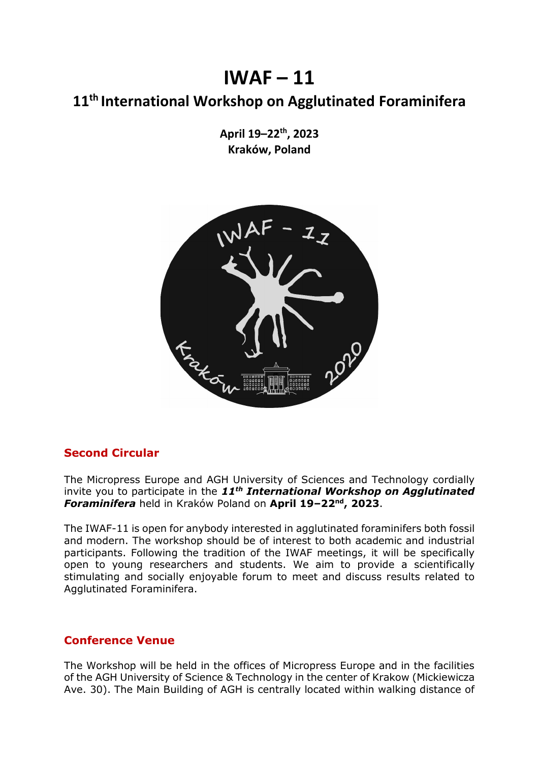# IWAF – 11

## 11th International Workshop on Agglutinated Foraminifera

**April 19–22th, 2023**
**Kraków, Poland**

### Second Circular

The Micropress Europe and AGH University of Sciences and Technology cordially invite you to participate in the ***11th International Workshop on Agglutinated Foraminifera*** held in Kraków Poland on **April 19–22nd, 2023**.

The IWAF-11 is open for anybody interested in agglutinated foraminifers both fossil and modern. The workshop should be of interest to both academic and industrial participants. Following the tradition of the IWAF meetings, it will be specifically open to young researchers and students. We aim to provide a scientifically stimulating and socially enjoyable forum to meet and discuss results related to Agglutinated Foraminifera.

### Conference Venue

The Workshop will be held in the offices of Micropress Europe and in the facilities of the AGH University of Science & Technology in the center of Krakow (Mickiewicza Ave. 30). The Main Building of AGH is centrally located within walking distance of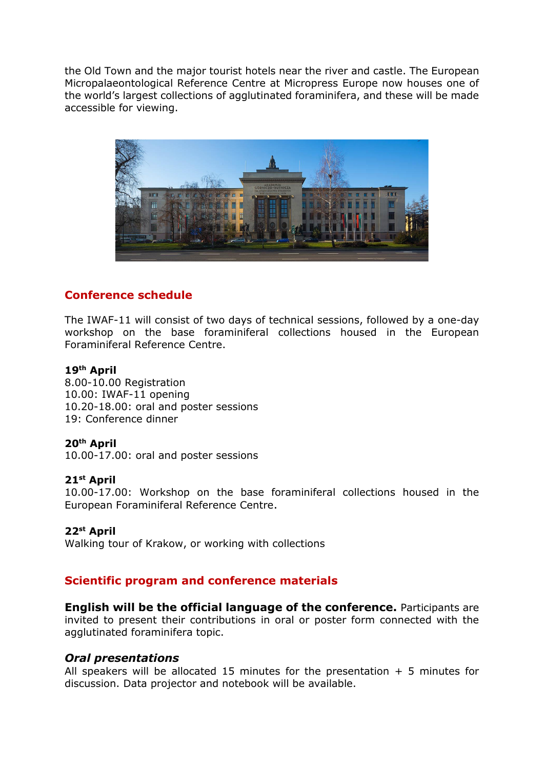the Old Town and the major tourist hotels near the river and castle. The European Micropalaeontological Reference Centre at Micropress Europe now houses one of the world's largest collections of agglutinated foraminifera, and these will be made accessible for viewing.

## Conference schedule

The IWAF-11 will consist of two days of technical sessions, followed by a one-day workshop on the base foraminiferal collections housed in the European Foraminiferal Reference Centre.

**19th April**
8.00-10.00 Registration
10.00: IWAF-11 opening
10.20-18.00: oral and poster sessions
19: Conference dinner

**20th April**
10.00-17.00: oral and poster sessions

**21st April**
10.00-17.00: Workshop on the base foraminiferal collections housed in the European Foraminiferal Reference Centre.

**22st April**
Walking tour of Krakow, or working with collections

## Scientific program and conference materials

**English will be the official language of the conference.** Participants are invited to present their contributions in oral or poster form connected with the agglutinated foraminifera topic.

### *Oral presentations*

All speakers will be allocated 15 minutes for the presentation + 5 minutes for discussion. Data projector and notebook will be available.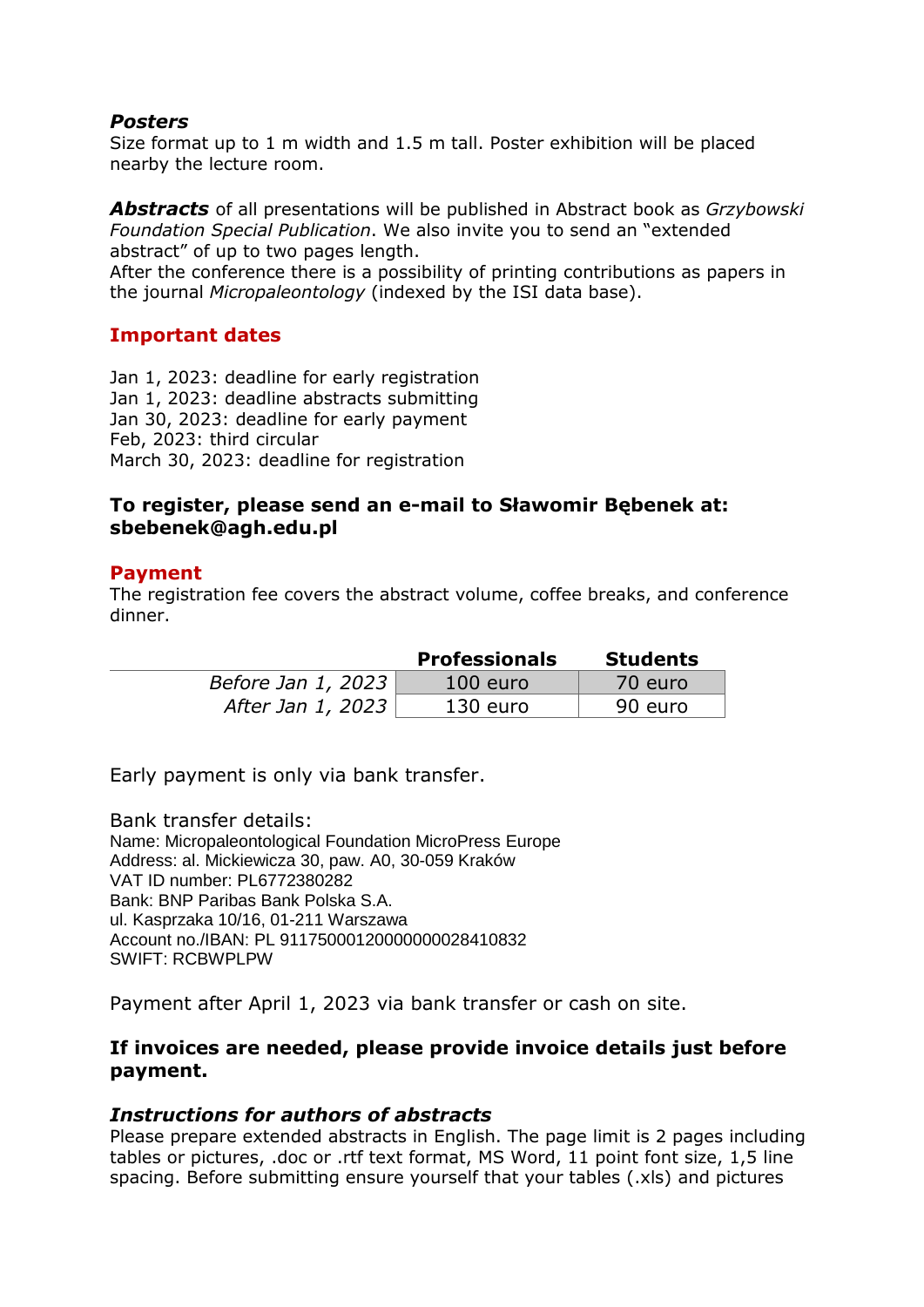### *Posters*

Size format up to 1 m width and 1.5 m tall. Poster exhibition will be placed nearby the lecture room.

***Abstracts*** of all presentations will be published in Abstract book as *Grzybowski Foundation Special Publication*. We also invite you to send an "extended abstract" of up to two pages length.
After the conference there is a possibility of printing contributions as papers in the journal *Micropaleontology* (indexed by the ISI data base).

## Important dates

Jan 1, 2023: deadline for early registration
Jan 1, 2023: deadline abstracts submitting
Jan 30, 2023: deadline for early payment
Feb, 2023: third circular
March 30, 2023: deadline for registration

**To register, please send an e-mail to Sławomir Bębenek at: sbebenek@agh.edu.pl**

## Payment

The registration fee covers the abstract volume, coffee breaks, and conference dinner.

| | Professionals | Students |
|---|---|---|
| *Before Jan 1, 2023* | 100 euro | 70 euro |
| *After Jan 1, 2023* | 130 euro | 90 euro |

Early payment is only via bank transfer.

Bank transfer details:
Name: Micropaleontological Foundation MicroPress Europe
Address: al. Mickiewicza 30, paw. A0, 30-059 Kraków
VAT ID number: PL6772380282
Bank: BNP Paribas Bank Polska S.A.
ul. Kasprzaka 10/16, 01-211 Warszawa
Account no./IBAN: PL 91175000120000000028410832
SWIFT: RCBWPLPW

Payment after April 1, 2023 via bank transfer or cash on site.

**If invoices are needed, please provide invoice details just before payment.**

### *Instructions for authors of abstracts*

Please prepare extended abstracts in English. The page limit is 2 pages including tables or pictures, .doc or .rtf text format, MS Word, 11 point font size, 1,5 line spacing. Before submitting ensure yourself that your tables (.xls) and pictures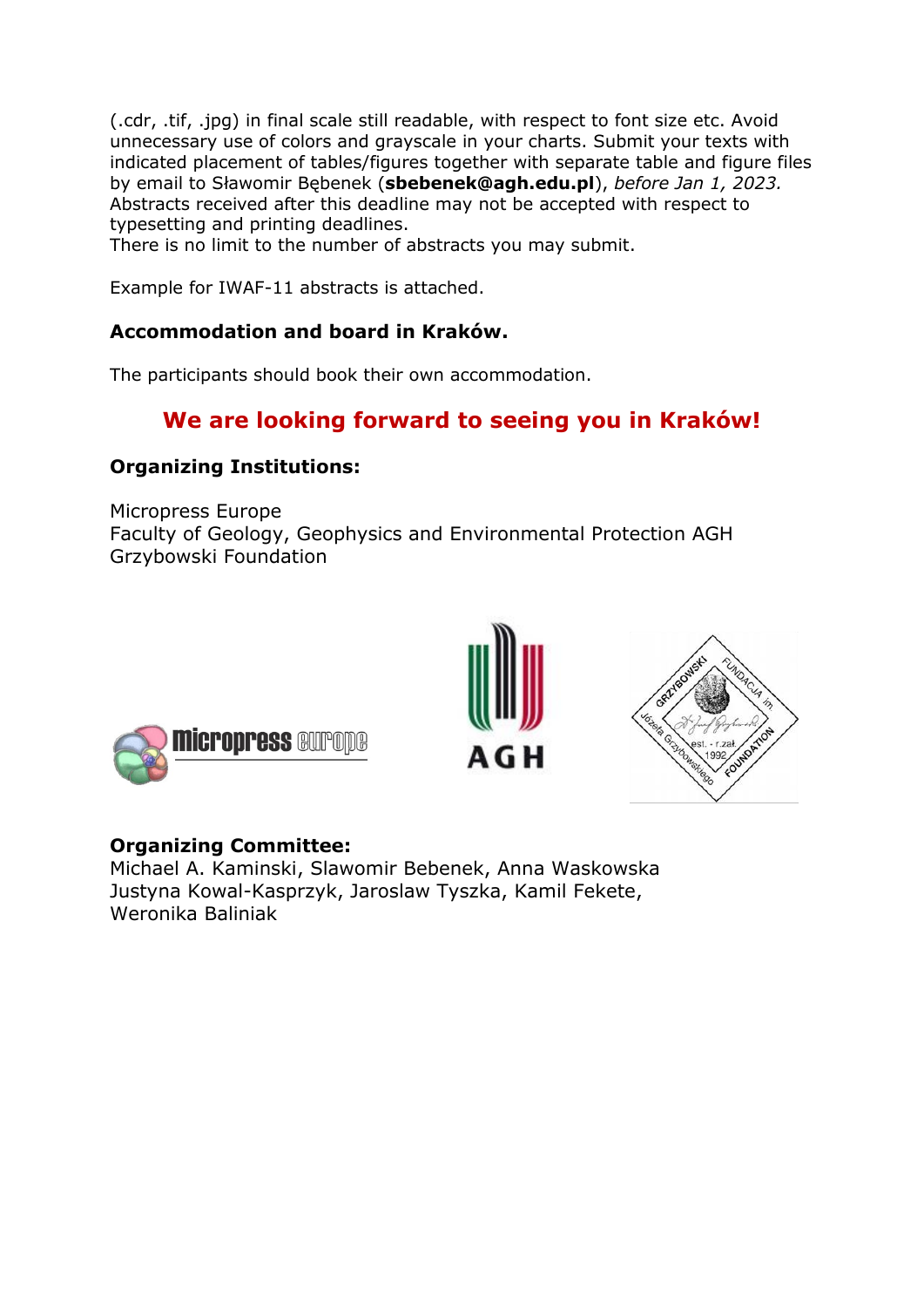(.cdr, .tif, .jpg) in final scale still readable, with respect to font size etc. Avoid unnecessary use of colors and grayscale in your charts. Submit your texts with indicated placement of tables/figures together with separate table and figure files by email to Sławomir Bębenek (**sbebenek@agh.edu.pl**), *before Jan 1, 2023.* Abstracts received after this deadline may not be accepted with respect to typesetting and printing deadlines.
There is no limit to the number of abstracts you may submit.

Example for IWAF-11 abstracts is attached.

### Accommodation and board in Kraków.

The participants should book their own accommodation.

## We are looking forward to seeing you in Kraków!

### Organizing Institutions:

Micropress Europe
Faculty of Geology, Geophysics and Environmental Protection AGH
Grzybowski Foundation

### Organizing Committee:

Michael A. Kaminski, Slawomir Bebenek, Anna Waskowska
Justyna Kowal-Kasprzyk, Jaroslaw Tyszka, Kamil Fekete,
Weronika Baliniak